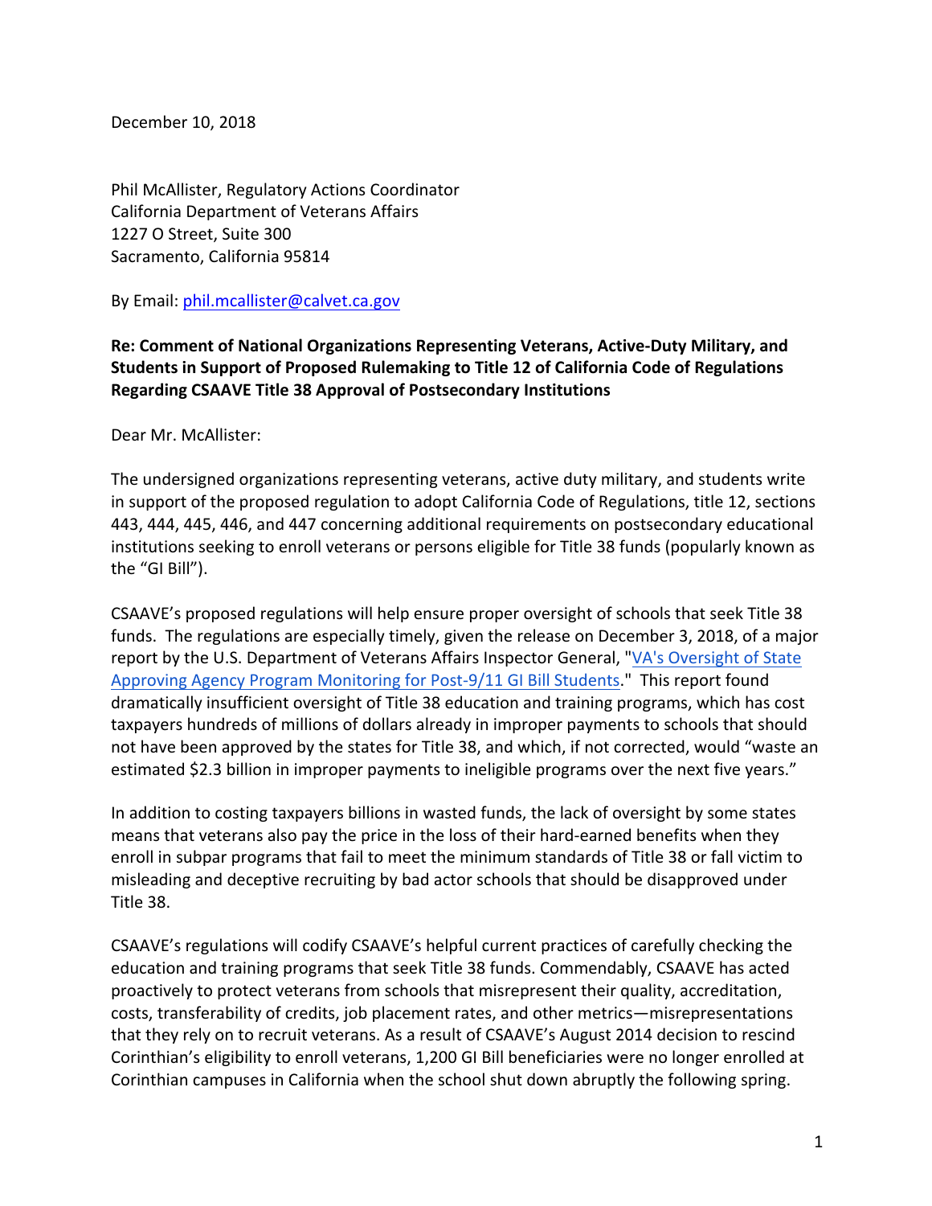December 10, 2018

Phil McAllister, Regulatory Actions Coordinator
California Department of Veterans Affairs
1227 O Street, Suite 300
Sacramento, California 95814

By Email: [phil.mcallister@calvet.ca.gov](mailto:phil.mcallister@calvet.ca.gov)

**Re: Comment of National Organizations Representing Veterans, Active-Duty Military, and Students in Support of Proposed Rulemaking to Title 12 of California Code of Regulations Regarding CSAAVE Title 38 Approval of Postsecondary Institutions**

Dear Mr. McAllister:

The undersigned organizations representing veterans, active duty military, and students write in support of the proposed regulation to adopt California Code of Regulations, title 12, sections 443, 444, 445, 446, and 447 concerning additional requirements on postsecondary educational institutions seeking to enroll veterans or persons eligible for Title 38 funds (popularly known as the "GI Bill").

CSAAVE's proposed regulations will help ensure proper oversight of schools that seek Title 38 funds. The regulations are especially timely, given the release on December 3, 2018, of a major report by the U.S. Department of Veterans Affairs Inspector General, "VA's Oversight of State Approving Agency Program Monitoring for Post-9/11 GI Bill Students." This report found dramatically insufficient oversight of Title 38 education and training programs, which has cost taxpayers hundreds of millions of dollars already in improper payments to schools that should not have been approved by the states for Title 38, and which, if not corrected, would "waste an estimated $2.3 billion in improper payments to ineligible programs over the next five years."

In addition to costing taxpayers billions in wasted funds, the lack of oversight by some states means that veterans also pay the price in the loss of their hard-earned benefits when they enroll in subpar programs that fail to meet the minimum standards of Title 38 or fall victim to misleading and deceptive recruiting by bad actor schools that should be disapproved under Title 38.

CSAAVE's regulations will codify CSAAVE's helpful current practices of carefully checking the education and training programs that seek Title 38 funds. Commendably, CSAAVE has acted proactively to protect veterans from schools that misrepresent their quality, accreditation, costs, transferability of credits, job placement rates, and other metrics—misrepresentations that they rely on to recruit veterans. As a result of CSAAVE's August 2014 decision to rescind Corinthian's eligibility to enroll veterans, 1,200 GI Bill beneficiaries were no longer enrolled at Corinthian campuses in California when the school shut down abruptly the following spring.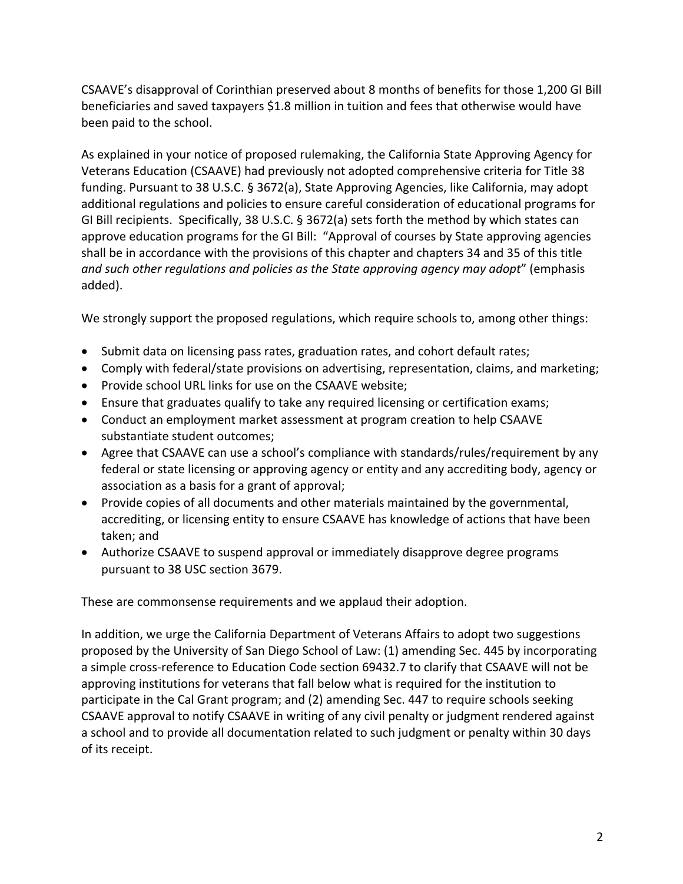CSAAVE's disapproval of Corinthian preserved about 8 months of benefits for those 1,200 GI Bill beneficiaries and saved taxpayers $1.8 million in tuition and fees that otherwise would have been paid to the school.

As explained in your notice of proposed rulemaking, the California State Approving Agency for Veterans Education (CSAAVE) had previously not adopted comprehensive criteria for Title 38 funding. Pursuant to 38 U.S.C. § 3672(a), State Approving Agencies, like California, may adopt additional regulations and policies to ensure careful consideration of educational programs for GI Bill recipients. Specifically, 38 U.S.C. § 3672(a) sets forth the method by which states can approve education programs for the GI Bill: "Approval of courses by State approving agencies shall be in accordance with the provisions of this chapter and chapters 34 and 35 of this title *and such other regulations and policies as the State approving agency may adopt*" (emphasis added).

We strongly support the proposed regulations, which require schools to, among other things:

- Submit data on licensing pass rates, graduation rates, and cohort default rates;
- Comply with federal/state provisions on advertising, representation, claims, and marketing;
- Provide school URL links for use on the CSAAVE website;
- Ensure that graduates qualify to take any required licensing or certification exams;
- Conduct an employment market assessment at program creation to help CSAAVE substantiate student outcomes;
- Agree that CSAAVE can use a school's compliance with standards/rules/requirement by any federal or state licensing or approving agency or entity and any accrediting body, agency or association as a basis for a grant of approval;
- Provide copies of all documents and other materials maintained by the governmental, accrediting, or licensing entity to ensure CSAAVE has knowledge of actions that have been taken; and
- Authorize CSAAVE to suspend approval or immediately disapprove degree programs pursuant to 38 USC section 3679.

These are commonsense requirements and we applaud their adoption.

In addition, we urge the California Department of Veterans Affairs to adopt two suggestions proposed by the University of San Diego School of Law: (1) amending Sec. 445 by incorporating a simple cross-reference to Education Code section 69432.7 to clarify that CSAAVE will not be approving institutions for veterans that fall below what is required for the institution to participate in the Cal Grant program; and (2) amending Sec. 447 to require schools seeking CSAAVE approval to notify CSAAVE in writing of any civil penalty or judgment rendered against a school and to provide all documentation related to such judgment or penalty within 30 days of its receipt.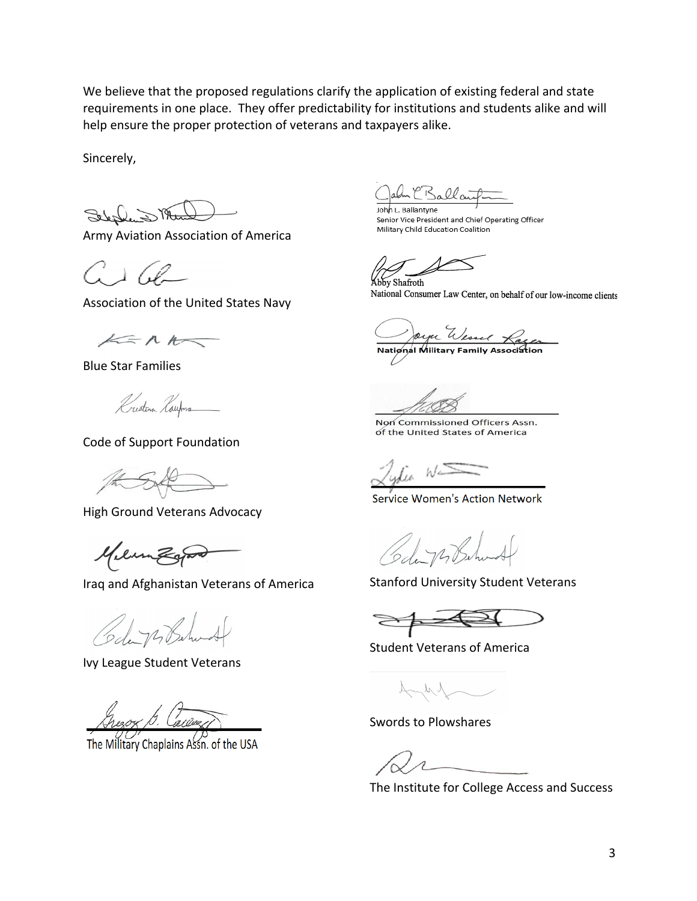We believe that the proposed regulations clarify the application of existing federal and state requirements in one place. They offer predictability for institutions and students alike and will help ensure the proper protection of veterans and taxpayers alike.

Sincerely,

Army Aviation Association of America

Association of the United States Navy

Blue Star Families

Code of Support Foundation

High Ground Veterans Advocacy

Iraq and Afghanistan Veterans of America

Ivy League Student Veterans

The Military Chaplains Assn. of the USA

John L. Ballantyne
Senior Vice President and Chief Operating Officer
Military Child Education Coalition

Abby Shafroth
National Consumer Law Center, on behalf of our low-income clients

National Military Family Association

Non Commissioned Officers Assn. of the United States of America

Service Women's Action Network

Stanford University Student Veterans

Student Veterans of America

Swords to Plowshares

The Institute for College Access and Success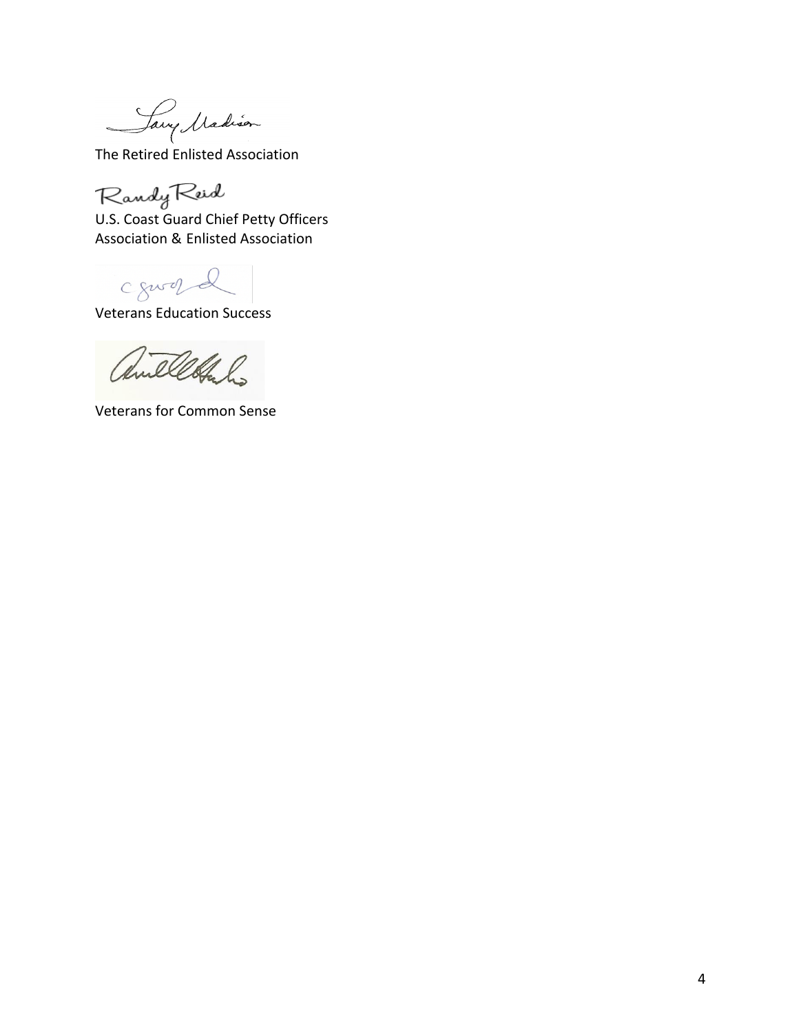The Retired Enlisted Association

U.S. Coast Guard Chief Petty Officers Association & Enlisted Association

Veterans Education Success

Veterans for Common Sense